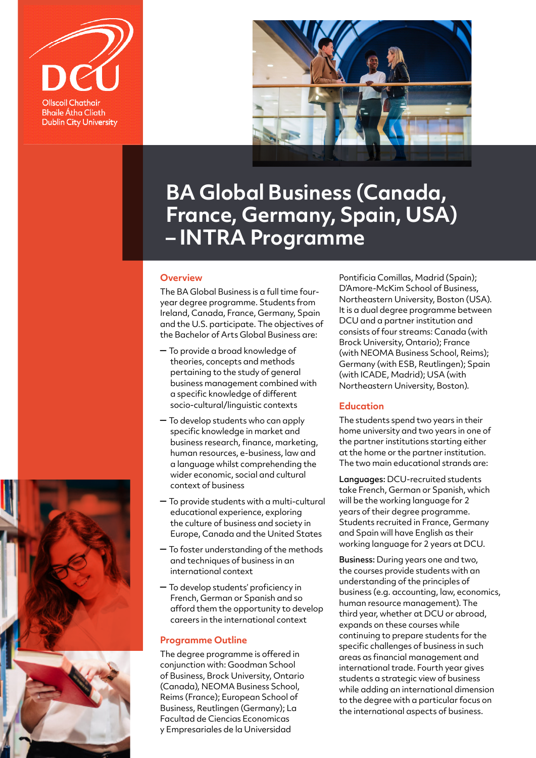DCU

Ollscoil Chathair Bhaile Átha Cliath
Dublin City University

# BA Global Business (Canada, France, Germany, Spain, USA) – INTRA Programme

## Overview

The BA Global Business is a full time four-year degree programme. Students from Ireland, Canada, France, Germany, Spain and the U.S. participate. The objectives of the Bachelor of Arts Global Business are:

- To provide a broad knowledge of theories, concepts and methods pertaining to the study of general business management combined with a specific knowledge of different socio-cultural/linguistic contexts
- To develop students who can apply specific knowledge in market and business research, finance, marketing, human resources, e-business, law and a language whilst comprehending the wider economic, social and cultural context of business
- To provide students with a multi-cultural educational experience, exploring the culture of business and society in Europe, Canada and the United States
- To foster understanding of the methods and techniques of business in an international context
- To develop students' proficiency in French, German or Spanish and so afford them the opportunity to develop careers in the international context

## Programme Outline

The degree programme is offered in conjunction with: Goodman School of Business, Brock University, Ontario (Canada), NEOMA Business School, Reims (France); European School of Business, Reutlingen (Germany); La Facultad de Ciencias Economicas y Empresariales de la Universidad Pontificia Comillas, Madrid (Spain); D'Amore-McKim School of Business, Northeastern University, Boston (USA). It is a dual degree programme between DCU and a partner institution and consists of four streams: Canada (with Brock University, Ontario); France (with NEOMA Business School, Reims); Germany (with ESB, Reutlingen); Spain (with ICADE, Madrid); USA (with Northeastern University, Boston).

## Education

The students spend two years in their home university and two years in one of the partner institutions starting either at the home or the partner institution. The two main educational strands are:

**Languages:** DCU-recruited students take French, German or Spanish, which will be the working language for 2 years of their degree programme. Students recruited in France, Germany and Spain will have English as their working language for 2 years at DCU.

**Business:** During years one and two, the courses provide students with an understanding of the principles of business (e.g. accounting, law, economics, human resource management). The third year, whether at DCU or abroad, expands on these courses while continuing to prepare students for the specific challenges of business in such areas as financial management and international trade. Fourth year gives students a strategic view of business while adding an international dimension to the degree with a particular focus on the international aspects of business.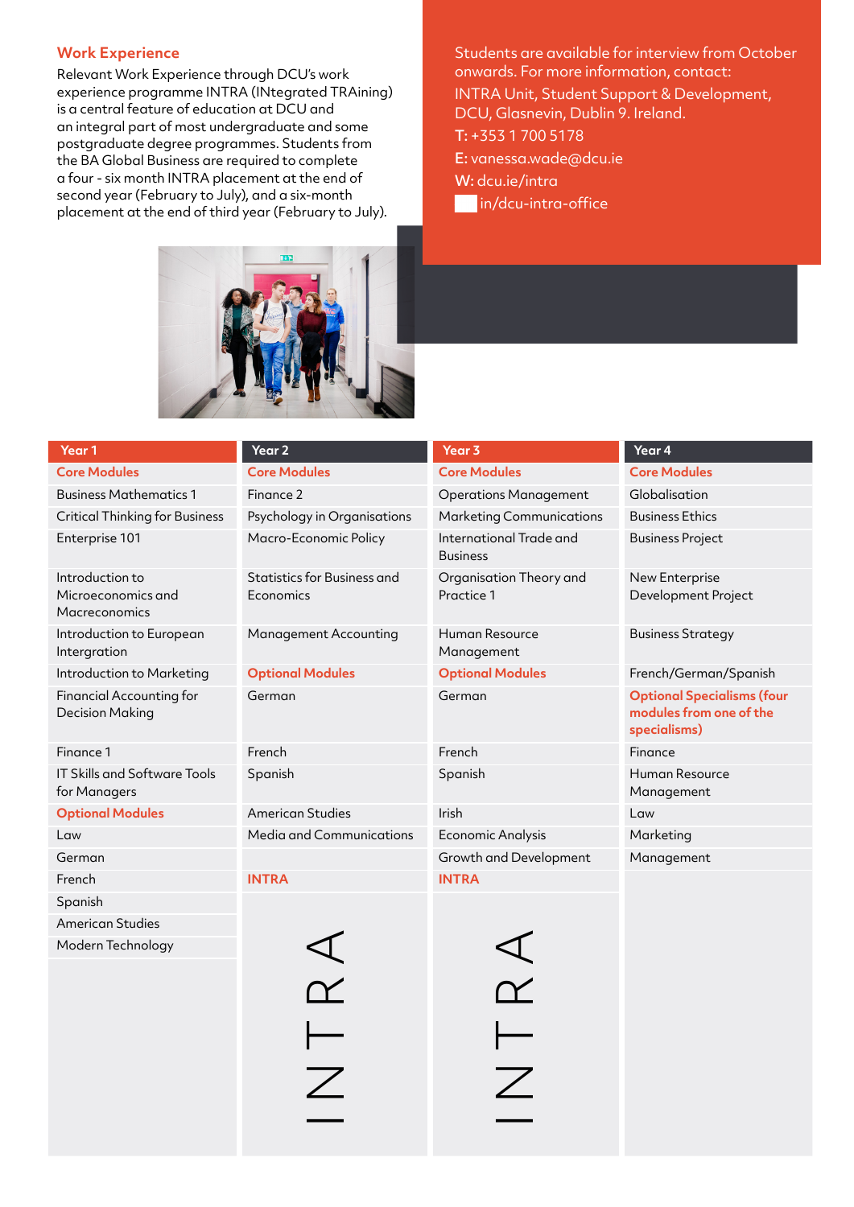## Work Experience

Relevant Work Experience through DCU's work experience programme INTRA (INtegrated TRAining) is a central feature of education at DCU and an integral part of most undergraduate and some postgraduate degree programmes. Students from the BA Global Business are required to complete a four - six month INTRA placement at the end of second year (February to July), and a six-month placement at the end of third year (February to July).

Students are available for interview from October onwards. For more information, contact:

INTRA Unit, Student Support & Development, DCU, Glasnevin, Dublin 9. Ireland.

**T:** +353 1 700 5178

**E:** vanessa.wade@dcu.ie

**W:** dcu.ie/intra

in/dcu-intra-office

| Year 1 | Year 2 | Year 3 | Year 4 |
|---|---|---|---|
| **Core Modules** | **Core Modules** | **Core Modules** | **Core Modules** |
| Business Mathematics 1 | Finance 2 | Operations Management | Globalisation |
| Critical Thinking for Business | Psychology in Organisations | Marketing Communications | Business Ethics |
| Enterprise 101 | Macro-Economic Policy | International Trade and Business | Business Project |
| Introduction to Microeconomics and Macreconomics | Statistics for Business and Economics | Organisation Theory and Practice 1 | New Enterprise Development Project |
| Introduction to European Intergration | Management Accounting | Human Resource Management | Business Strategy |
| Introduction to Marketing | **Optional Modules** | **Optional Modules** | French/German/Spanish |
| Financial Accounting for Decision Making | German | German | **Optional Specialisms (four modules from one of the specialisms)** |
| Finance 1 | French | French | Finance |
| IT Skills and Software Tools for Managers | Spanish | Spanish | Human Resource Management |
| **Optional Modules** | American Studies | Irish | Law |
| Law | Media and Communications | Economic Analysis | Marketing |
| German | | Growth and Development | Management |
| French | **INTRA** | **INTRA** | |
| Spanish | INTRA | INTRA | |
| American Studies | | | |
| Modern Technology | | | |